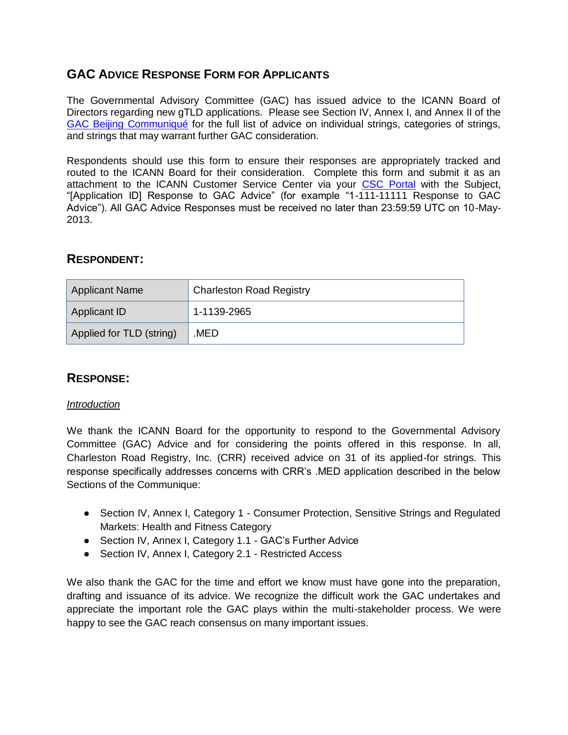## GAC Advice Response Form for Applicants

The Governmental Advisory Committee (GAC) has issued advice to the ICANN Board of Directors regarding new gTLD applications. Please see Section IV, Annex I, and Annex II of the GAC Beijing Communiqué for the full list of advice on individual strings, categories of strings, and strings that may warrant further GAC consideration.

Respondents should use this form to ensure their responses are appropriately tracked and routed to the ICANN Board for their consideration. Complete this form and submit it as an attachment to the ICANN Customer Service Center via your CSC Portal with the Subject, "[Application ID] Response to GAC Advice" (for example "1-111-11111 Response to GAC Advice"). All GAC Advice Responses must be received no later than 23:59:59 UTC on 10-May-2013.

### Respondent:

| Applicant Name | Charleston Road Registry |
|---|---|
| Applicant ID | 1-1139-2965 |
| Applied for TLD (string) | .MED |

### Response:

*Introduction*

We thank the ICANN Board for the opportunity to respond to the Governmental Advisory Committee (GAC) Advice and for considering the points offered in this response. In all, Charleston Road Registry, Inc. (CRR) received advice on 31 of its applied-for strings. This response specifically addresses concerns with CRR's .MED application described in the below Sections of the Communique:

- Section IV, Annex I, Category 1 - Consumer Protection, Sensitive Strings and Regulated Markets: Health and Fitness Category
- Section IV, Annex I, Category 1.1 - GAC's Further Advice
- Section IV, Annex I, Category 2.1 - Restricted Access

We also thank the GAC for the time and effort we know must have gone into the preparation, drafting and issuance of its advice. We recognize the difficult work the GAC undertakes and appreciate the important role the GAC plays within the multi-stakeholder process. We were happy to see the GAC reach consensus on many important issues.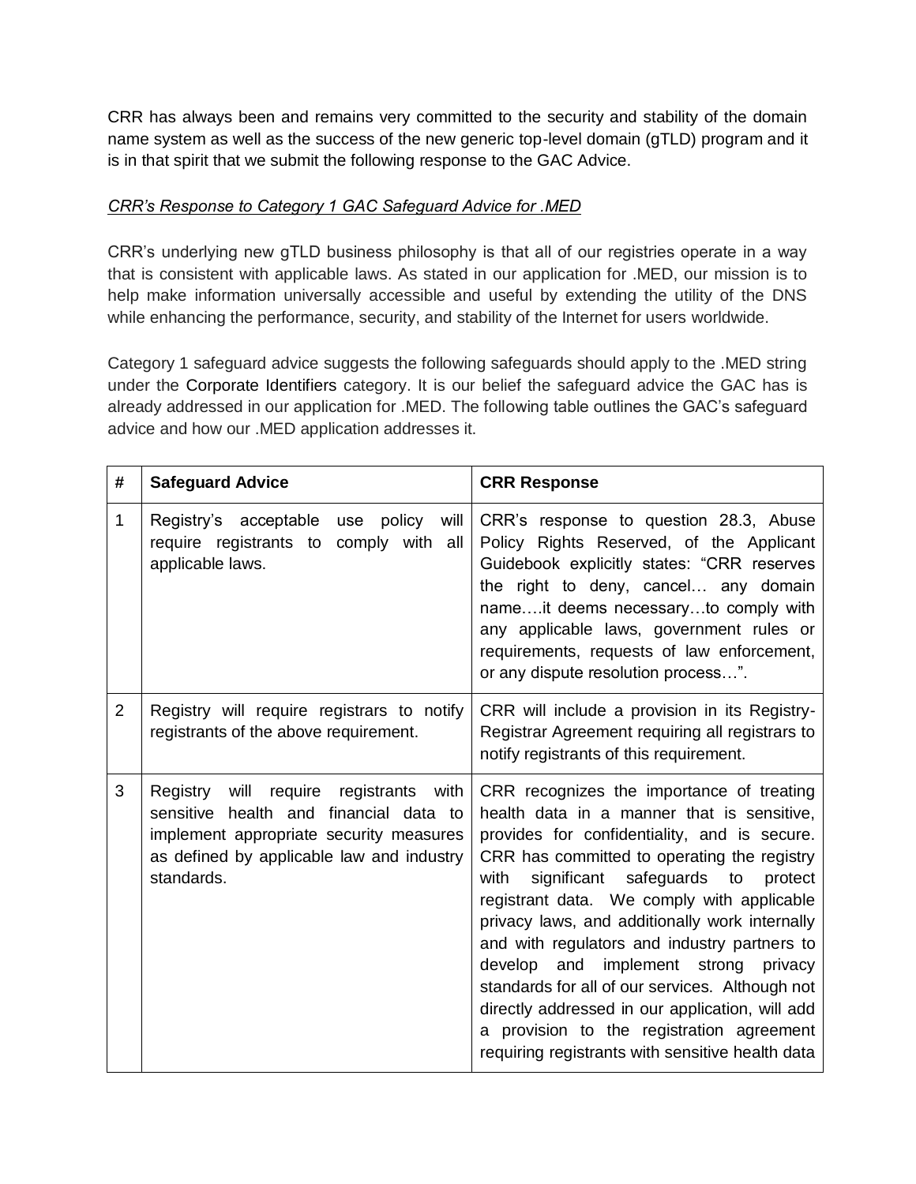CRR has always been and remains very committed to the security and stability of the domain name system as well as the success of the new generic top-level domain (gTLD) program and it is in that spirit that we submit the following response to the GAC Advice.

*CRR's Response to Category 1 GAC Safeguard Advice for .MED*

CRR's underlying new gTLD business philosophy is that all of our registries operate in a way that is consistent with applicable laws. As stated in our application for .MED, our mission is to help make information universally accessible and useful by extending the utility of the DNS while enhancing the performance, security, and stability of the Internet for users worldwide.

Category 1 safeguard advice suggests the following safeguards should apply to the .MED string under the Corporate Identifiers category. It is our belief the safeguard advice the GAC has is already addressed in our application for .MED. The following table outlines the GAC's safeguard advice and how our .MED application addresses it.

| # | Safeguard Advice | CRR Response |
|---|---|---|
| 1 | Registry's acceptable use policy will require registrants to comply with all applicable laws. | CRR's response to question 28.3, Abuse Policy Rights Reserved, of the Applicant Guidebook explicitly states: "CRR reserves the right to deny, cancel… any domain name….it deems necessary…to comply with any applicable laws, government rules or requirements, requests of law enforcement, or any dispute resolution process…". |
| 2 | Registry will require registrars to notify registrants of the above requirement. | CRR will include a provision in its Registry-Registrar Agreement requiring all registrars to notify registrants of this requirement. |
| 3 | Registry will require registrants with sensitive health and financial data to implement appropriate security measures as defined by applicable law and industry standards. | CRR recognizes the importance of treating health data in a manner that is sensitive, provides for confidentiality, and is secure. CRR has committed to operating the registry with significant safeguards to protect registrant data. We comply with applicable privacy laws, and additionally work internally and with regulators and industry partners to develop and implement strong privacy standards for all of our services. Although not directly addressed in our application, will add a provision to the registration agreement requiring registrants with sensitive health data |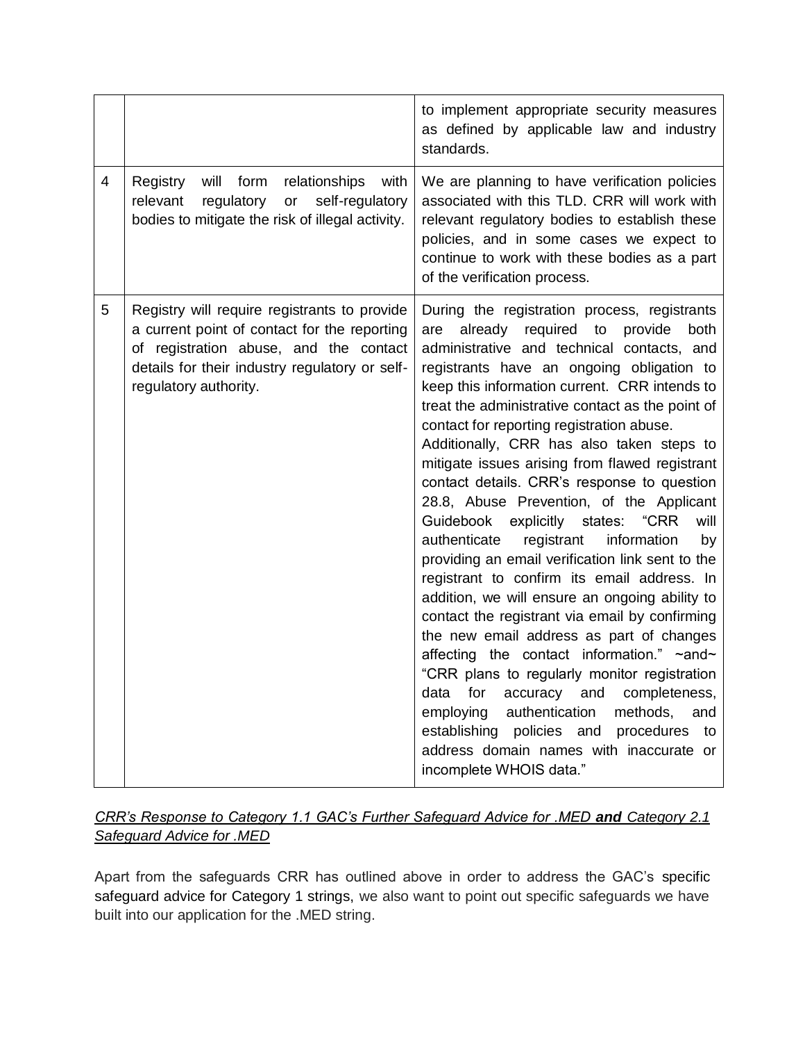| | | |
|---|---|---|
| | | to implement appropriate security measures as defined by applicable law and industry standards. |
| 4 | Registry will form relationships with relevant regulatory or self-regulatory bodies to mitigate the risk of illegal activity. | We are planning to have verification policies associated with this TLD. CRR will work with relevant regulatory bodies to establish these policies, and in some cases we expect to continue to work with these bodies as a part of the verification process. |
| 5 | Registry will require registrants to provide a current point of contact for the reporting of registration abuse, and the contact details for their industry regulatory or self-regulatory authority. | During the registration process, registrants are already required to provide both administrative and technical contacts, and registrants have an ongoing obligation to keep this information current. CRR intends to treat the administrative contact as the point of contact for reporting registration abuse.<br>Additionally, CRR has also taken steps to mitigate issues arising from flawed registrant contact details. CRR's response to question 28.8, Abuse Prevention, of the Applicant Guidebook explicitly states: "CRR will authenticate registrant information by providing an email verification link sent to the registrant to confirm its email address. In addition, we will ensure an ongoing ability to contact the registrant via email by confirming the new email address as part of changes affecting the contact information." ~and~ "CRR plans to regularly monitor registration data for accuracy and completeness, employing authentication methods, and establishing policies and procedures to address domain names with inaccurate or incomplete WHOIS data." |

*CRR's Response to Category 1.1 GAC's Further Safeguard Advice for .MED **and** Category 2.1 Safeguard Advice for .MED*

Apart from the safeguards CRR has outlined above in order to address the GAC's specific safeguard advice for Category 1 strings, we also want to point out specific safeguards we have built into our application for the .MED string.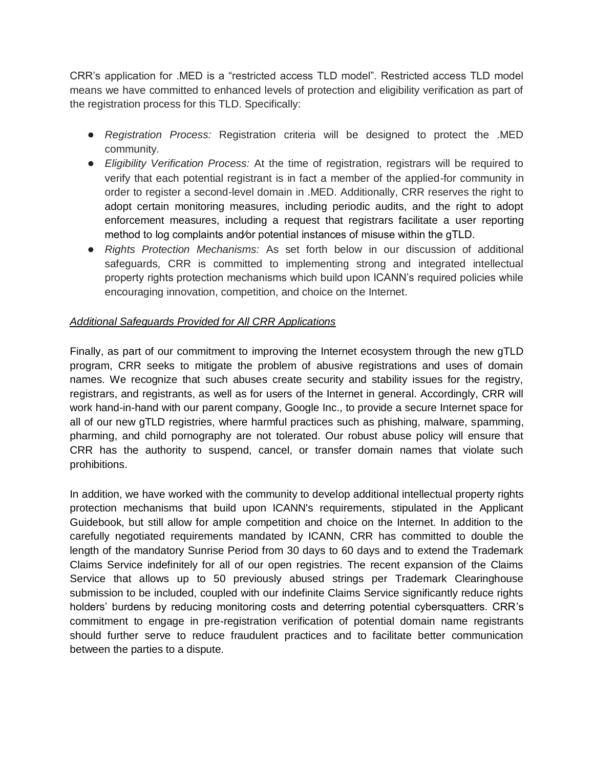CRR's application for .MED is a "restricted access TLD model". Restricted access TLD model means we have committed to enhanced levels of protection and eligibility verification as part of the registration process for this TLD. Specifically:

- *Registration Process:* Registration criteria will be designed to protect the .MED community.
- *Eligibility Verification Process:* At the time of registration, registrars will be required to verify that each potential registrant is in fact a member of the applied-for community in order to register a second-level domain in .MED. Additionally, CRR reserves the right to adopt certain monitoring measures, including periodic audits, and the right to adopt enforcement measures, including a request that registrars facilitate a user reporting method to log complaints and/or potential instances of misuse within the gTLD.
- *Rights Protection Mechanisms:* As set forth below in our discussion of additional safeguards, CRR is committed to implementing strong and integrated intellectual property rights protection mechanisms which build upon ICANN's required policies while encouraging innovation, competition, and choice on the Internet.

*Additional Safeguards Provided for All CRR Applications*

Finally, as part of our commitment to improving the Internet ecosystem through the new gTLD program, CRR seeks to mitigate the problem of abusive registrations and uses of domain names. We recognize that such abuses create security and stability issues for the registry, registrars, and registrants, as well as for users of the Internet in general. Accordingly, CRR will work hand-in-hand with our parent company, Google Inc., to provide a secure Internet space for all of our new gTLD registries, where harmful practices such as phishing, malware, spamming, pharming, and child pornography are not tolerated. Our robust abuse policy will ensure that CRR has the authority to suspend, cancel, or transfer domain names that violate such prohibitions.

In addition, we have worked with the community to develop additional intellectual property rights protection mechanisms that build upon ICANN's requirements, stipulated in the Applicant Guidebook, but still allow for ample competition and choice on the Internet. In addition to the carefully negotiated requirements mandated by ICANN, CRR has committed to double the length of the mandatory Sunrise Period from 30 days to 60 days and to extend the Trademark Claims Service indefinitely for all of our open registries. The recent expansion of the Claims Service that allows up to 50 previously abused strings per Trademark Clearinghouse submission to be included, coupled with our indefinite Claims Service significantly reduce rights holders' burdens by reducing monitoring costs and deterring potential cybersquatters. CRR's commitment to engage in pre-registration verification of potential domain name registrants should further serve to reduce fraudulent practices and to facilitate better communication between the parties to a dispute.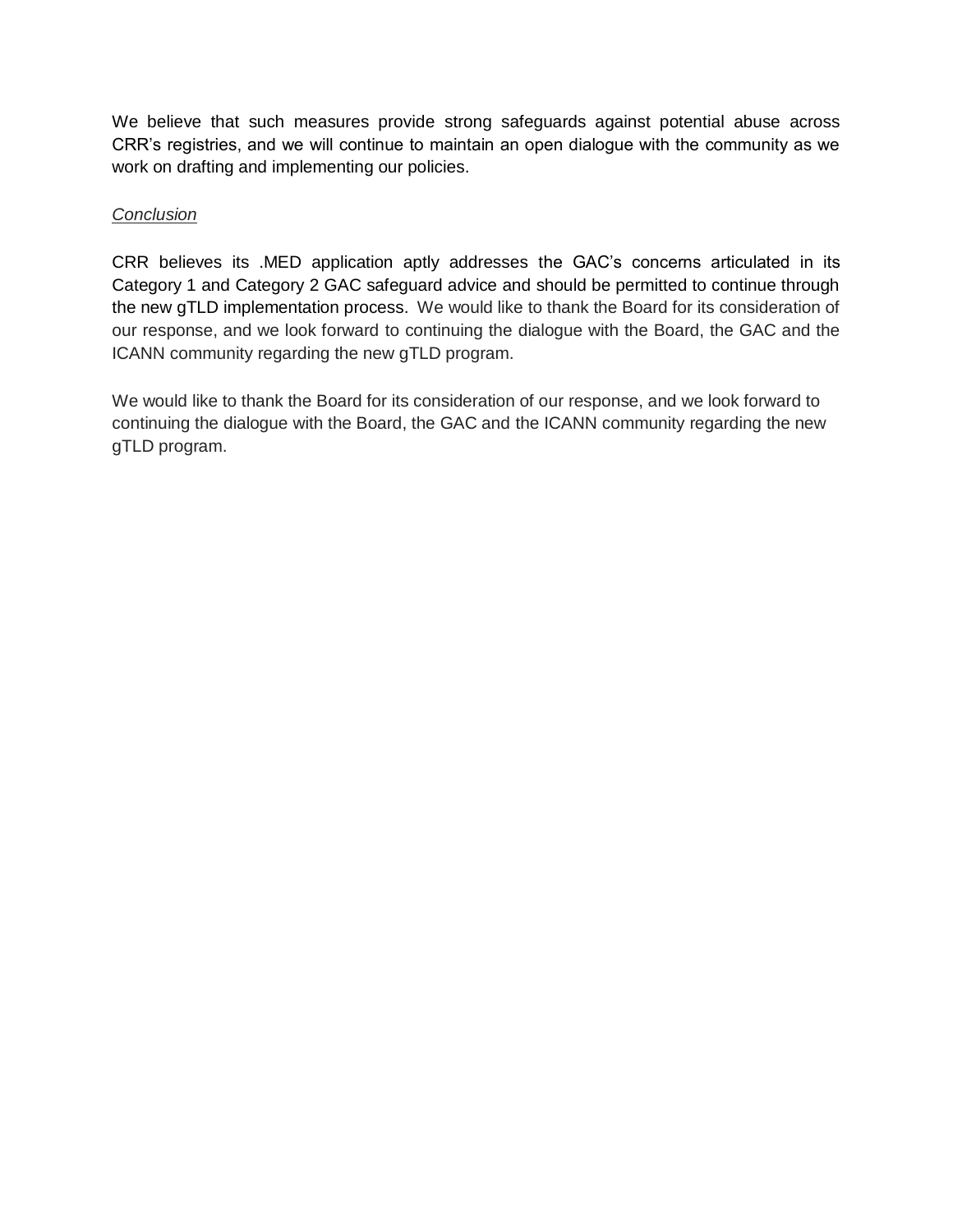We believe that such measures provide strong safeguards against potential abuse across CRR's registries, and we will continue to maintain an open dialogue with the community as we work on drafting and implementing our policies.

*Conclusion*

CRR believes its .MED application aptly addresses the GAC's concerns articulated in its Category 1 and Category 2 GAC safeguard advice and should be permitted to continue through the new gTLD implementation process. We would like to thank the Board for its consideration of our response, and we look forward to continuing the dialogue with the Board, the GAC and the ICANN community regarding the new gTLD program.

We would like to thank the Board for its consideration of our response, and we look forward to continuing the dialogue with the Board, the GAC and the ICANN community regarding the new gTLD program.